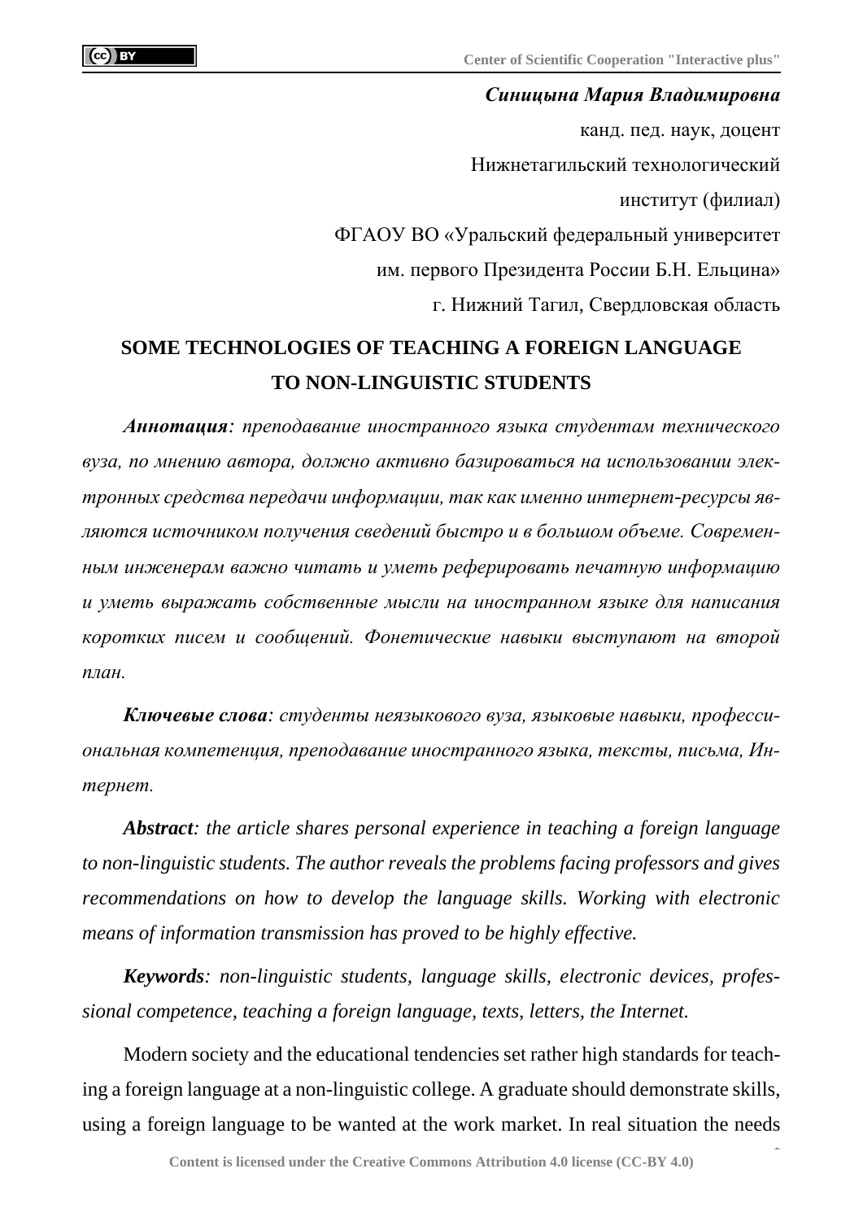***Синицына Мария Владимировна***

канд. пед. наук, доцент

Нижнетагильский технологический

институт (филиал)

ФГАОУ ВО «Уральский федеральный университет

им. первого Президента России Б.Н. Ельцина»

г. Нижний Тагил, Свердловская область

# SOME TECHNOLOGIES OF TEACHING A FOREIGN LANGUAGE TO NON-LINGUISTIC STUDENTS

***Аннотация****: преподавание иностранного языка студентам технического вуза, по мнению автора, должно активно базироваться на использовании электронных средства передачи информации, так как именно интернет-ресурсы являются источником получения сведений быстро и в большом объеме. Современным инженерам важно читать и уметь реферировать печатную информацию и уметь выражать собственные мысли на иностранном языке для написания коротких писем и сообщений. Фонетические навыки выступают на второй план.*

***Ключевые слова****: студенты неязыкового вуза, языковые навыки, профессиональная компетенция, преподавание иностранного языка, тексты, письма, Интернет.*

***Abstract****: the article shares personal experience in teaching a foreign language to non-linguistic students. The author reveals the problems facing professors and gives recommendations on how to develop the language skills. Working with electronic means of information transmission has proved to be highly effective.*

***Keywords****: non-linguistic students, language skills, electronic devices, professional competence, teaching a foreign language, texts, letters, the Internet.*

Modern society and the educational tendencies set rather high standards for teaching a foreign language at a non-linguistic college. A graduate should demonstrate skills, using a foreign language to be wanted at the work market. In real situation the needs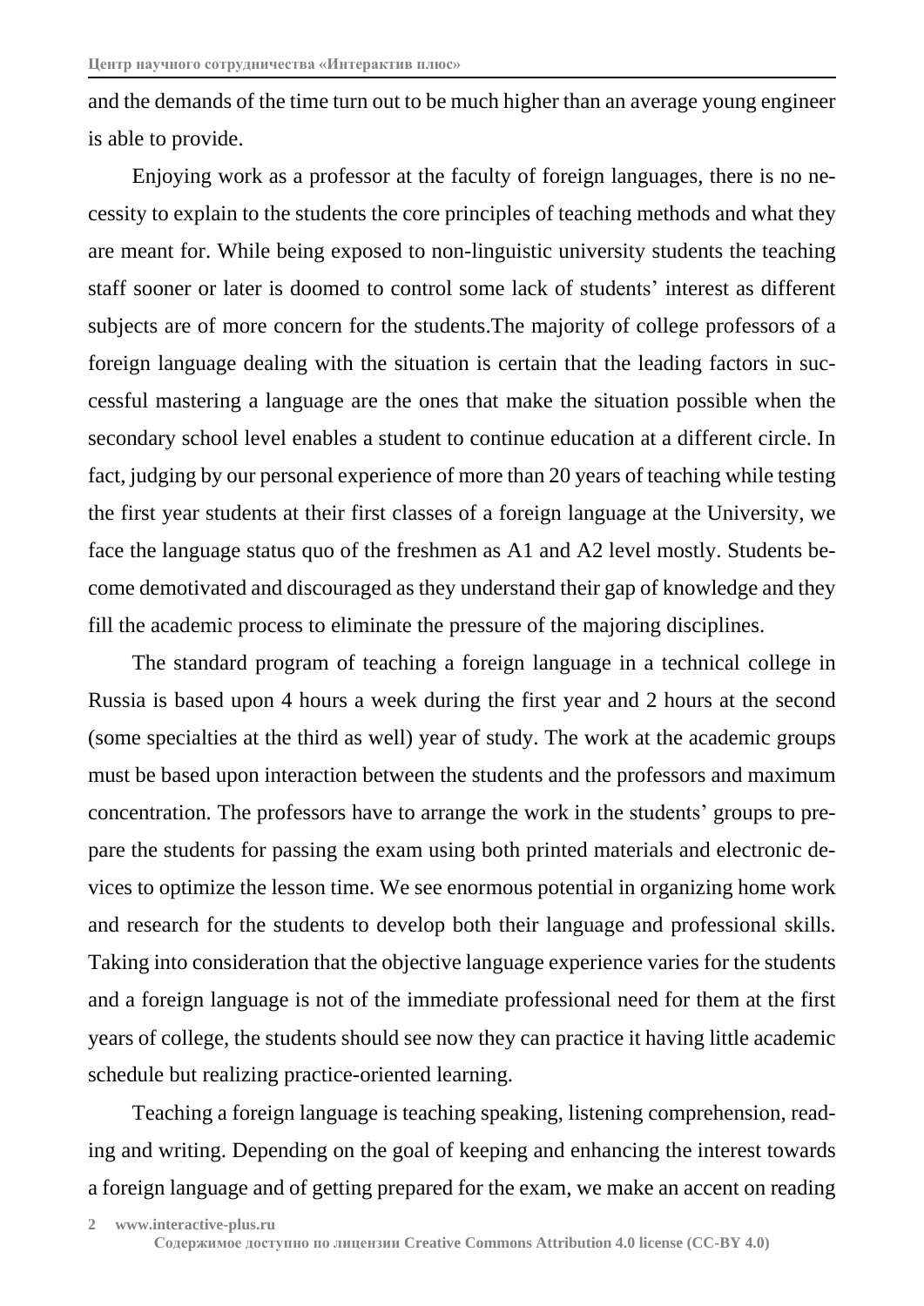and the demands of the time turn out to be much higher than an average young engineer is able to provide.

Enjoying work as a professor at the faculty of foreign languages, there is no necessity to explain to the students the core principles of teaching methods and what they are meant for. While being exposed to non-linguistic university students the teaching staff sooner or later is doomed to control some lack of students' interest as different subjects are of more concern for the students.The majority of college professors of a foreign language dealing with the situation is certain that the leading factors in successful mastering a language are the ones that make the situation possible when the secondary school level enables a student to continue education at a different circle. In fact, judging by our personal experience of more than 20 years of teaching while testing the first year students at their first classes of a foreign language at the University, we face the language status quo of the freshmen as A1 and A2 level mostly. Students become demotivated and discouraged as they understand their gap of knowledge and they fill the academic process to eliminate the pressure of the majoring disciplines.

The standard program of teaching a foreign language in a technical college in Russia is based upon 4 hours a week during the first year and 2 hours at the second (some specialties at the third as well) year of study. The work at the academic groups must be based upon interaction between the students and the professors and maximum concentration. The professors have to arrange the work in the students' groups to prepare the students for passing the exam using both printed materials and electronic devices to optimize the lesson time. We see enormous potential in organizing home work and research for the students to develop both their language and professional skills. Taking into consideration that the objective language experience varies for the students and a foreign language is not of the immediate professional need for them at the first years of college, the students should see now they can practice it having little academic schedule but realizing practice-oriented learning.

Teaching a foreign language is teaching speaking, listening comprehension, reading and writing. Depending on the goal of keeping and enhancing the interest towards a foreign language and of getting prepared for the exam, we make an accent on reading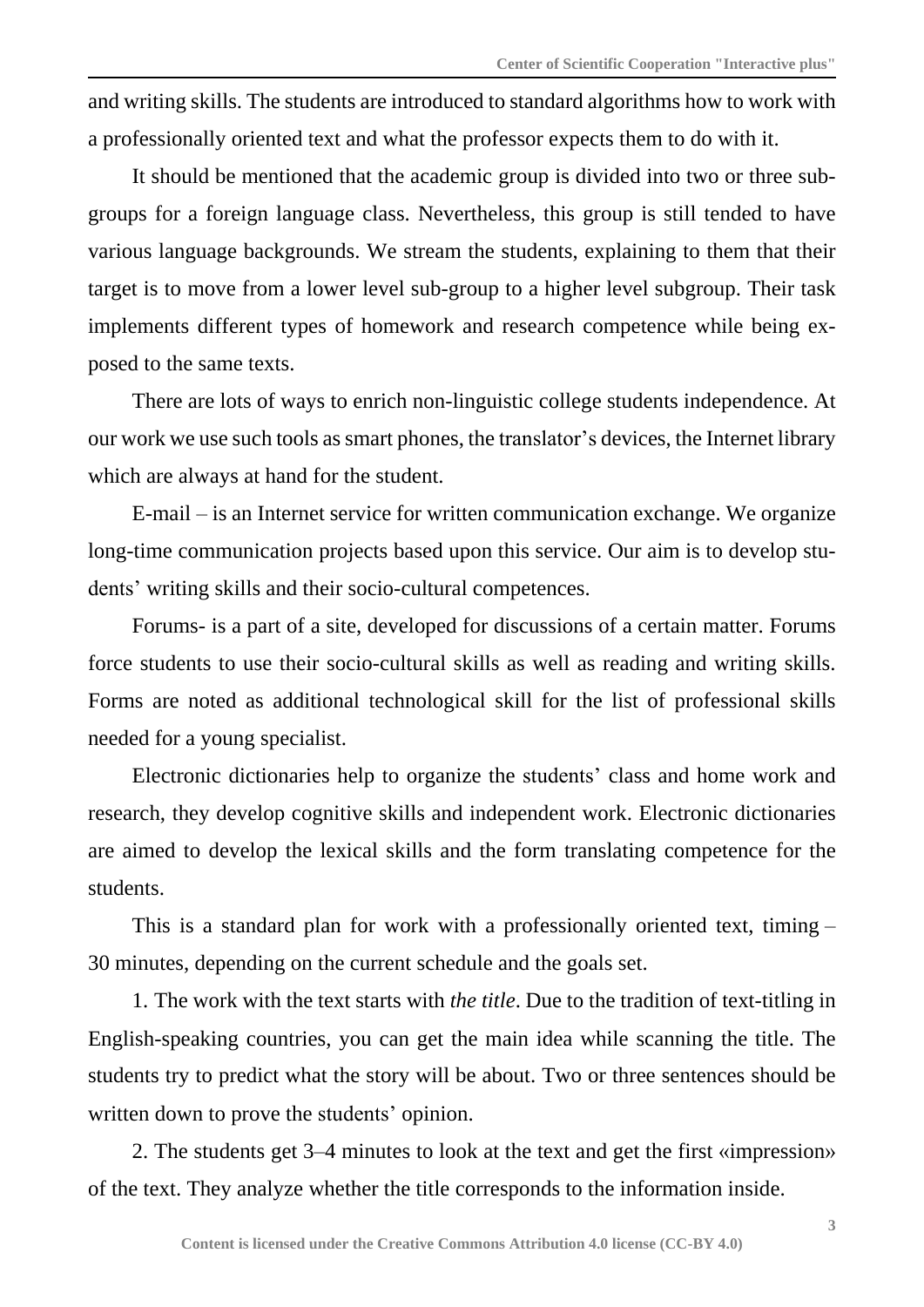and writing skills. The students are introduced to standard algorithms how to work with a professionally oriented text and what the professor expects them to do with it.

It should be mentioned that the academic group is divided into two or three sub-groups for a foreign language class. Nevertheless, this group is still tended to have various language backgrounds. We stream the students, explaining to them that their target is to move from a lower level sub-group to a higher level subgroup. Their task implements different types of homework and research competence while being exposed to the same texts.

There are lots of ways to enrich non-linguistic college students independence. At our work we use such tools as smart phones, the translator's devices, the Internet library which are always at hand for the student.

E-mail – is an Internet service for written communication exchange. We organize long-time communication projects based upon this service. Our aim is to develop students' writing skills and their socio-cultural competences.

Forums- is a part of a site, developed for discussions of a certain matter. Forums force students to use their socio-cultural skills as well as reading and writing skills. Forms are noted as additional technological skill for the list of professional skills needed for a young specialist.

Electronic dictionaries help to organize the students' class and home work and research, they develop cognitive skills and independent work. Electronic dictionaries are aimed to develop the lexical skills and the form translating competence for the students.

This is a standard plan for work with a professionally oriented text, timing – 30 minutes, depending on the current schedule and the goals set.

1. The work with the text starts with *the title*. Due to the tradition of text-titling in English-speaking countries, you can get the main idea while scanning the title. The students try to predict what the story will be about. Two or three sentences should be written down to prove the students' opinion.

2. The students get 3–4 minutes to look at the text and get the first «impression» of the text. They analyze whether the title corresponds to the information inside.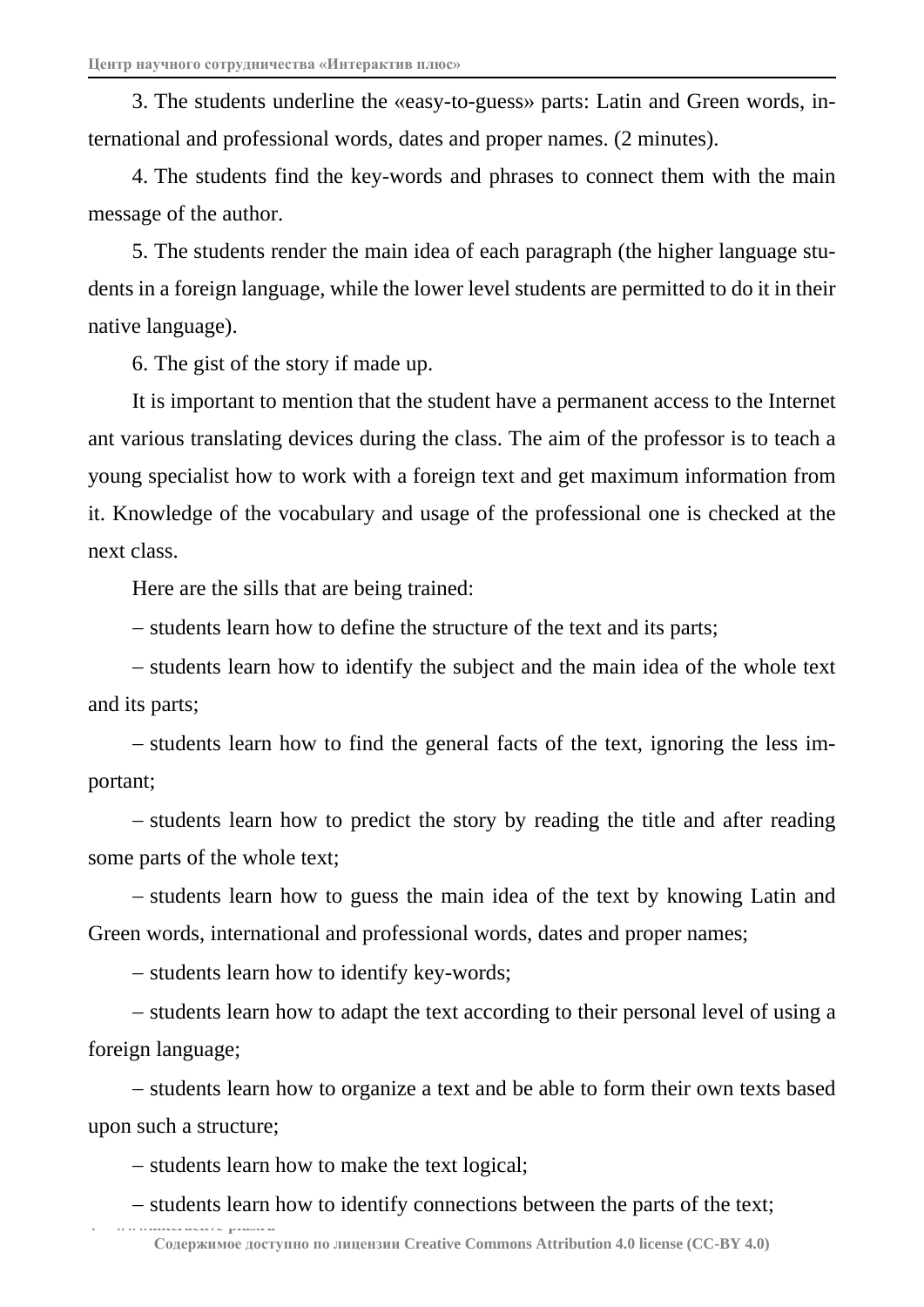3. The students underline the «easy-to-guess» parts: Latin and Green words, international and professional words, dates and proper names. (2 minutes).

4. The students find the key-words and phrases to connect them with the main message of the author.

5. The students render the main idea of each paragraph (the higher language students in a foreign language, while the lower level students are permitted to do it in their native language).

6. The gist of the story if made up.

It is important to mention that the student have a permanent access to the Internet ant various translating devices during the class. The aim of the professor is to teach a young specialist how to work with a foreign text and get maximum information from it. Knowledge of the vocabulary and usage of the professional one is checked at the next class.

Here are the sills that are being trained:

– students learn how to define the structure of the text and its parts;

– students learn how to identify the subject and the main idea of the whole text and its parts;

– students learn how to find the general facts of the text, ignoring the less important;

– students learn how to predict the story by reading the title and after reading some parts of the whole text;

– students learn how to guess the main idea of the text by knowing Latin and Green words, international and professional words, dates and proper names;

– students learn how to identify key-words;

– students learn how to adapt the text according to their personal level of using a foreign language;

– students learn how to organize a text and be able to form their own texts based upon such a structure;

– students learn how to make the text logical;

– students learn how to identify connections between the parts of the text;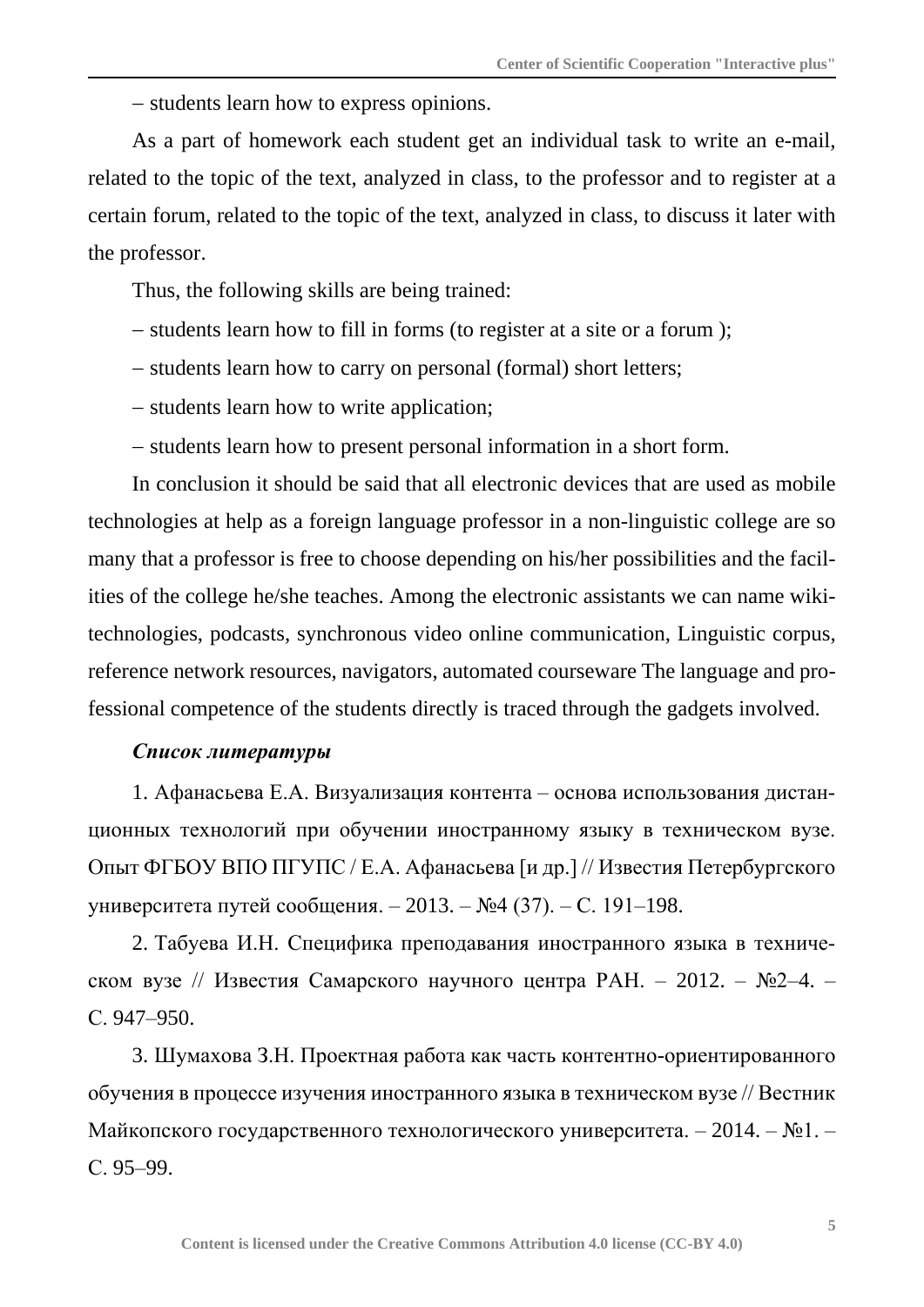– students learn how to express opinions.

As a part of homework each student get an individual task to write an e-mail, related to the topic of the text, analyzed in class, to the professor and to register at a certain forum, related to the topic of the text, analyzed in class, to discuss it later with the professor.

Thus, the following skills are being trained:

– students learn how to fill in forms (to register at a site or a forum );

– students learn how to carry on personal (formal) short letters;

– students learn how to write application;

– students learn how to present personal information in a short form.

In conclusion it should be said that all electronic devices that are used as mobile technologies at help as a foreign language professor in a non-linguistic college are so many that a professor is free to choose depending on his/her possibilities and the facilities of the college he/she teaches. Among the electronic assistants we can name wiki-technologies, podcasts, synchronous video online communication, Linguistic corpus, reference network resources, navigators, automated courseware The language and professional competence of the students directly is traced through the gadgets involved.

***Список литературы***

1. Афанасьева Е.А. Визуализация контента – основа использования дистанционных технологий при обучении иностранному языку в техническом вузе. Опыт ФГБОУ ВПО ПГУПС / Е.А. Афанасьева [и др.] // Известия Петербургского университета путей сообщения. – 2013. – №4 (37). – С. 191–198.

2. Табуева И.Н. Специфика преподавания иностранного языка в техническом вузе // Известия Самарского научного центра РАН. – 2012. – №2–4. – С. 947–950.

3. Шумахова З.Н. Проектная работа как часть контентно-ориентированного обучения в процессе изучения иностранного языка в техническом вузе // Вестник Майкопского государственного технологического университета. – 2014. – №1. – С. 95–99.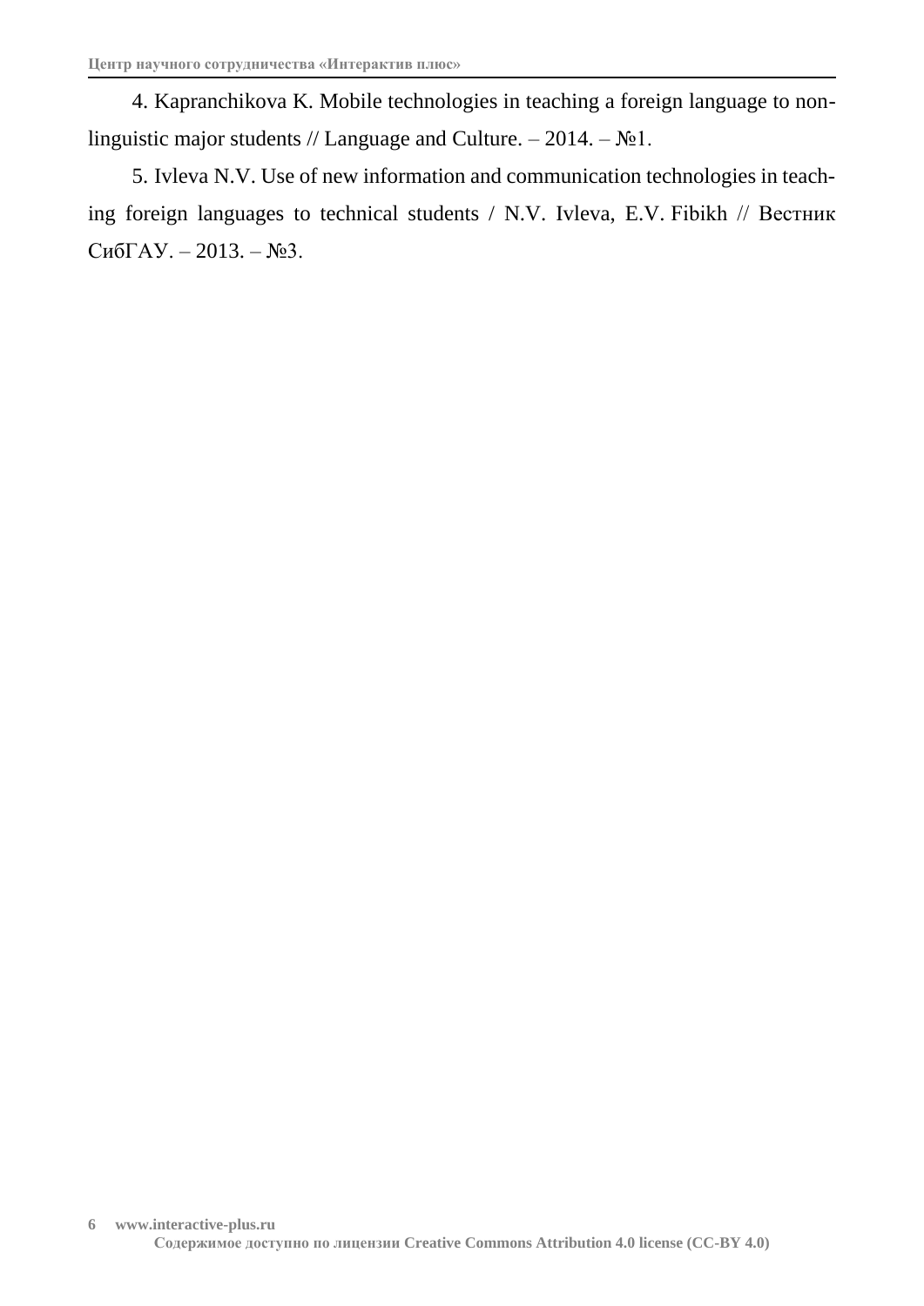4. Kapranchikova K. Mobile technologies in teaching a foreign language to non-linguistic major students // Language and Culture. – 2014. – №1.

5. Ivleva N.V. Use of new information and communication technologies in teaching foreign languages to technical students / N.V. Ivleva, E.V. Fibikh // Вестник СибГАУ. – 2013. – №3.